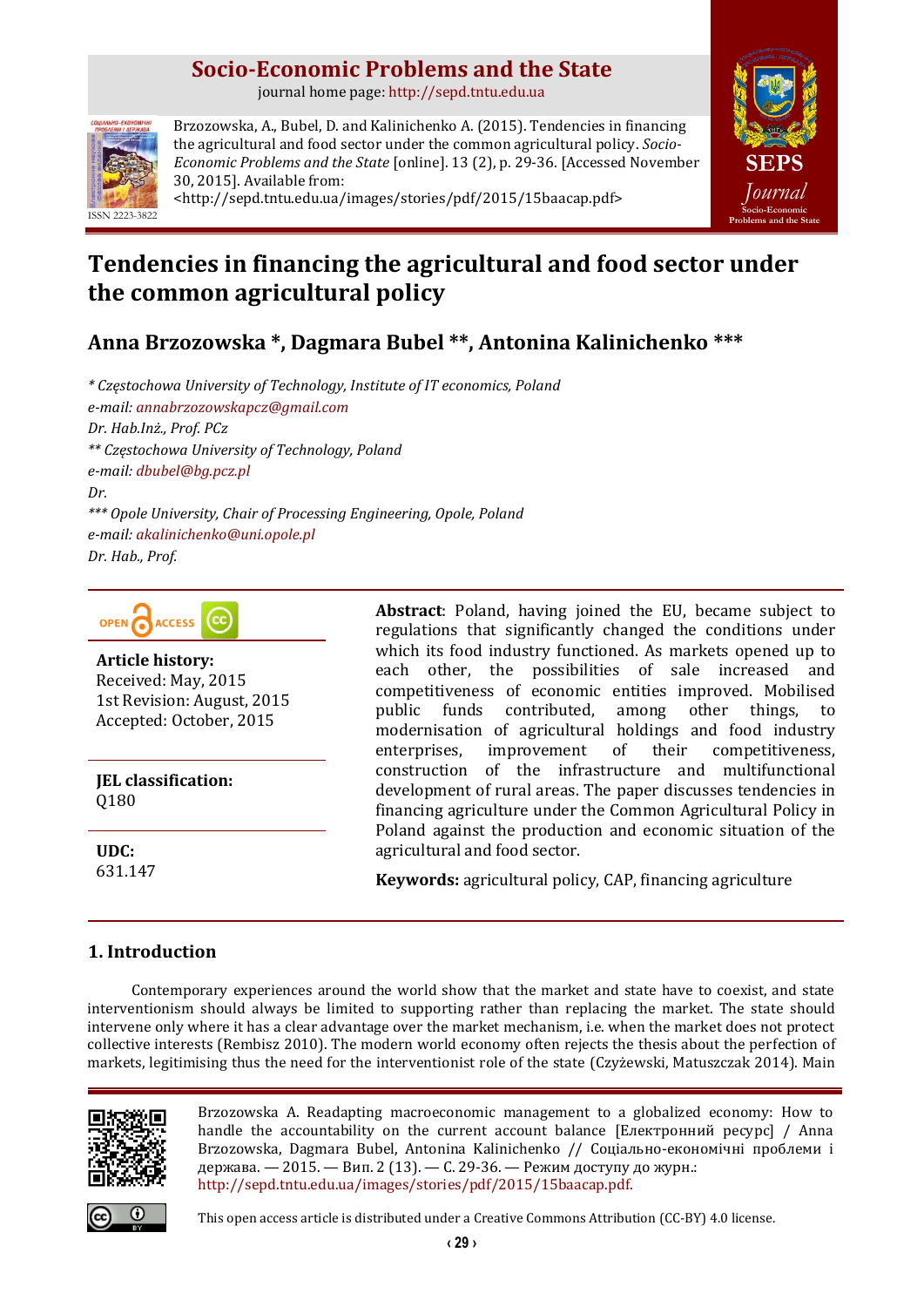# Socio-Economic Problems and the State

journal home page: http://sepd.tntu.edu.ua

Brzozowska, A., Bubel, D. and Kalinichenko A. (2015). Tendencies in financing the agricultural and food sector under the common agricultural policy. *Socio-Economic Problems and the State* [online]. 13 (2), p. 29-36. [Accessed November 30, 2015]. Available from: <http://sepd.tntu.edu.ua/images/stories/pdf/2015/15baacap.pdf>

ISSN 2223-3822

# Tendencies in financing the agricultural and food sector under the common agricultural policy

## Anna Brzozowska *, Dagmara Bubel **, Antonina Kalinichenko ***

*\* Częstochowa University of Technology, Institute of IT economics, Poland*
*e-mail:* annabrzozowskapcz@gmail.com
*Dr. Hab.Inż., Prof. PCz*
*\*\* Częstochowa University of Technology, Poland*
*e-mail:* dbubel@bg.pcz.pl
*Dr.*
*\*\*\* Opole University, Chair of Processing Engineering, Opole, Poland*
*e-mail:* akalinichenko@uni.opole.pl
*Dr. Hab., Prof.*

OPEN ACCESS

**Article history:**
Received: May, 2015
1st Revision: August, 2015
Accepted: October, 2015

**JEL classification:**
Q180

**UDC:**
631.147

**Abstract**: Poland, having joined the EU, became subject to regulations that significantly changed the conditions under which its food industry functioned. As markets opened up to each other, the possibilities of sale increased and competitiveness of economic entities improved. Mobilised public funds contributed, among other things, to modernisation of agricultural holdings and food industry enterprises, improvement of their competitiveness, construction of the infrastructure and multifunctional development of rural areas. The paper discusses tendencies in financing agriculture under the Common Agricultural Policy in Poland against the production and economic situation of the agricultural and food sector.

**Keywords:** agricultural policy, CAP, financing agriculture

## 1. Introduction

Contemporary experiences around the world show that the market and state have to coexist, and state interventionism should always be limited to supporting rather than replacing the market. The state should intervene only where it has a clear advantage over the market mechanism, i.e. when the market does not protect collective interests (Rembisz 2010). The modern world economy often rejects the thesis about the perfection of markets, legitimising thus the need for the interventionist role of the state (Czyżewski, Matuszczak 2014). Main

Brzozowska A. Readapting macroeconomic management to a globalized economy: How to handle the accountability on the current account balance [Електронний ресурс] / Anna Brzozowska, Dagmara Bubel, Antonina Kalinichenko // Соціально-економічні проблеми і держава. — 2015. — Вип. 2 (13). — С. 29-36. — Режим доступу до журн.: http://sepd.tntu.edu.ua/images/stories/pdf/2015/15baacap.pdf.

This open access article is distributed under a Creative Commons Attribution (CC-BY) 4.0 license.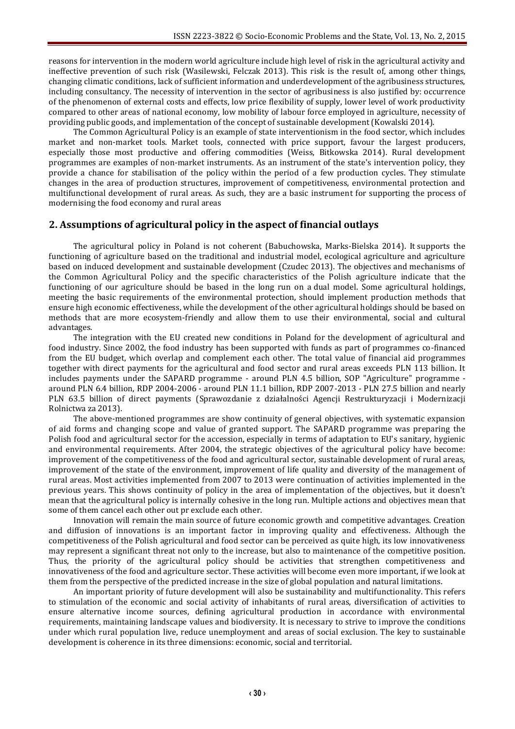reasons for intervention in the modern world agriculture include high level of risk in the agricultural activity and ineffective prevention of such risk (Wasilewski, Felczak 2013). This risk is the result of, among other things, changing climatic conditions, lack of sufficient information and underdevelopment of the agribusiness structures, including consultancy. The necessity of intervention in the sector of agribusiness is also justified by: occurrence of the phenomenon of external costs and effects, low price flexibility of supply, lower level of work productivity compared to other areas of national economy, low mobility of labour force employed in agriculture, necessity of providing public goods, and implementation of the concept of sustainable development (Kowalski 2014).

The Common Agricultural Policy is an example of state interventionism in the food sector, which includes market and non-market tools. Market tools, connected with price support, favour the largest producers, especially those most productive and offering commodities (Weiss, Bitkowska 2014). Rural development programmes are examples of non-market instruments. As an instrument of the state's intervention policy, they provide a chance for stabilisation of the policy within the period of a few production cycles. They stimulate changes in the area of production structures, improvement of competitiveness, environmental protection and multifunctional development of rural areas. As such, they are a basic instrument for supporting the process of modernising the food economy and rural areas

## 2. Assumptions of agricultural policy in the aspect of financial outlays

The agricultural policy in Poland is not coherent (Babuchowska, Marks-Bielska 2014). It supports the functioning of agriculture based on the traditional and industrial model, ecological agriculture and agriculture based on induced development and sustainable development (Czudec 2013). The objectives and mechanisms of the Common Agricultural Policy and the specific characteristics of the Polish agriculture indicate that the functioning of our agriculture should be based in the long run on a dual model. Some agricultural holdings, meeting the basic requirements of the environmental protection, should implement production methods that ensure high economic effectiveness, while the development of the other agricultural holdings should be based on methods that are more ecosystem-friendly and allow them to use their environmental, social and cultural advantages.

The integration with the EU created new conditions in Poland for the development of agricultural and food industry. Since 2002, the food industry has been supported with funds as part of programmes co-financed from the EU budget, which overlap and complement each other. The total value of financial aid programmes together with direct payments for the agricultural and food sector and rural areas exceeds PLN 113 billion. It includes payments under the SAPARD programme - around PLN 4.5 billion, SOP "Agriculture" programme - around PLN 6.4 billion, RDP 2004-2006 - around PLN 11.1 billion, RDP 2007-2013 - PLN 27.5 billion and nearly PLN 63.5 billion of direct payments (Sprawozdanie z działalności Agencji Restrukturyzacji i Modernizacji Rolnictwa za 2013).

The above-mentioned programmes are show continuity of general objectives, with systematic expansion of aid forms and changing scope and value of granted support. The SAPARD programme was preparing the Polish food and agricultural sector for the accession, especially in terms of adaptation to EU's sanitary, hygienic and environmental requirements. After 2004, the strategic objectives of the agricultural policy have become: improvement of the competitiveness of the food and agricultural sector, sustainable development of rural areas, improvement of the state of the environment, improvement of life quality and diversity of the management of rural areas. Most activities implemented from 2007 to 2013 were continuation of activities implemented in the previous years. This shows continuity of policy in the area of implementation of the objectives, but it doesn't mean that the agricultural policy is internally cohesive in the long run. Multiple actions and objectives mean that some of them cancel each other out pr exclude each other.

Innovation will remain the main source of future economic growth and competitive advantages. Creation and diffusion of innovations is an important factor in improving quality and effectiveness. Although the competitiveness of the Polish agricultural and food sector can be perceived as quite high, its low innovativeness may represent a significant threat not only to the increase, but also to maintenance of the competitive position. Thus, the priority of the agricultural policy should be activities that strengthen competitiveness and innovativeness of the food and agriculture sector. These activities will become even more important, if we look at them from the perspective of the predicted increase in the size of global population and natural limitations.

An important priority of future development will also be sustainability and multifunctionality. This refers to stimulation of the economic and social activity of inhabitants of rural areas, diversification of activities to ensure alternative income sources, defining agricultural production in accordance with environmental requirements, maintaining landscape values and biodiversity. It is necessary to strive to improve the conditions under which rural population live, reduce unemployment and areas of social exclusion. The key to sustainable development is coherence in its three dimensions: economic, social and territorial.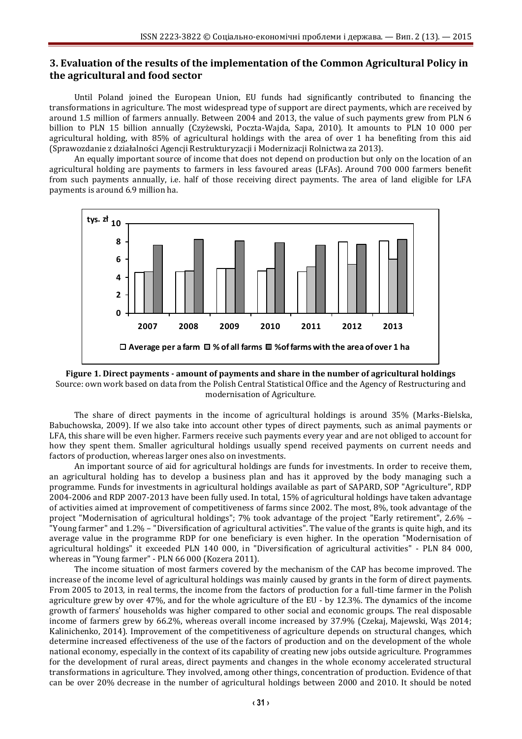## 3. Evaluation of the results of the implementation of the Common Agricultural Policy in the agricultural and food sector

Until Poland joined the European Union, EU funds had significantly contributed to financing the transformations in agriculture. The most widespread type of support are direct payments, which are received by around 1.5 million of farmers annually. Between 2004 and 2013, the value of such payments grew from PLN 6 billion to PLN 15 billion annually (Czyżewski, Poczta-Wajda, Sapa, 2010). It amounts to PLN 10 000 per agricultural holding, with 85% of agricultural holdings with the area of over 1 ha benefiting from this aid (Sprawozdanie z działalności Agencji Restrukturyzacji i Modernizacji Rolnictwa za 2013).

An equally important source of income that does not depend on production but only on the location of an agricultural holding are payments to farmers in less favoured areas (LFAs). Around 700 000 farmers benefit from such payments annually, i.e. half of those receiving direct payments. The area of land eligible for LFA payments is around 6.9 million ha.

**Figure 1. Direct payments - amount of payments and share in the number of agricultural holdings**

Source: own work based on data from the Polish Central Statistical Office and the Agency of Restructuring and modernisation of Agriculture.

The share of direct payments in the income of agricultural holdings is around 35% (Marks-Bielska, Babuchowska, 2009). If we also take into account other types of direct payments, such as animal payments or LFA, this share will be even higher. Farmers receive such payments every year and are not obliged to account for how they spent them. Smaller agricultural holdings usually spend received payments on current needs and factors of production, whereas larger ones also on investments.

An important source of aid for agricultural holdings are funds for investments. In order to receive them, an agricultural holding has to develop a business plan and has it approved by the body managing such a programme. Funds for investments in agricultural holdings available as part of SAPARD, SOP "Agriculture", RDP 2004-2006 and RDP 2007-2013 have been fully used. In total, 15% of agricultural holdings have taken advantage of activities aimed at improvement of competitiveness of farms since 2002. The most, 8%, took advantage of the project "Modernisation of agricultural holdings"; 7% took advantage of the project "Early retirement", 2.6% – "Young farmer" and 1.2% – "Diversification of agricultural activities". The value of the grants is quite high, and its average value in the programme RDP for one beneficiary is even higher. In the operation "Modernisation of agricultural holdings" it exceeded PLN 140 000, in "Diversification of agricultural activities" - PLN 84 000, whereas in "Young farmer" - PLN 66 000 (Kozera 2011).

The income situation of most farmers covered by the mechanism of the CAP has become improved. The increase of the income level of agricultural holdings was mainly caused by grants in the form of direct payments. From 2005 to 2013, in real terms, the income from the factors of production for a full-time farmer in the Polish agriculture grew by over 47%, and for the whole agriculture of the EU - by 12.3%. The dynamics of the income growth of farmers' households was higher compared to other social and economic groups. The real disposable income of farmers grew by 66.2%, whereas overall income increased by 37.9% (Czekaj, Majewski, Wąs 2014; Kalinichenko, 2014). Improvement of the competitiveness of agriculture depends on structural changes, which determine increased effectiveness of the use of the factors of production and on the development of the whole national economy, especially in the context of its capability of creating new jobs outside agriculture. Programmes for the development of rural areas, direct payments and changes in the whole economy accelerated structural transformations in agriculture. They involved, among other things, concentration of production. Evidence of that can be over 20% decrease in the number of agricultural holdings between 2000 and 2010. It should be noted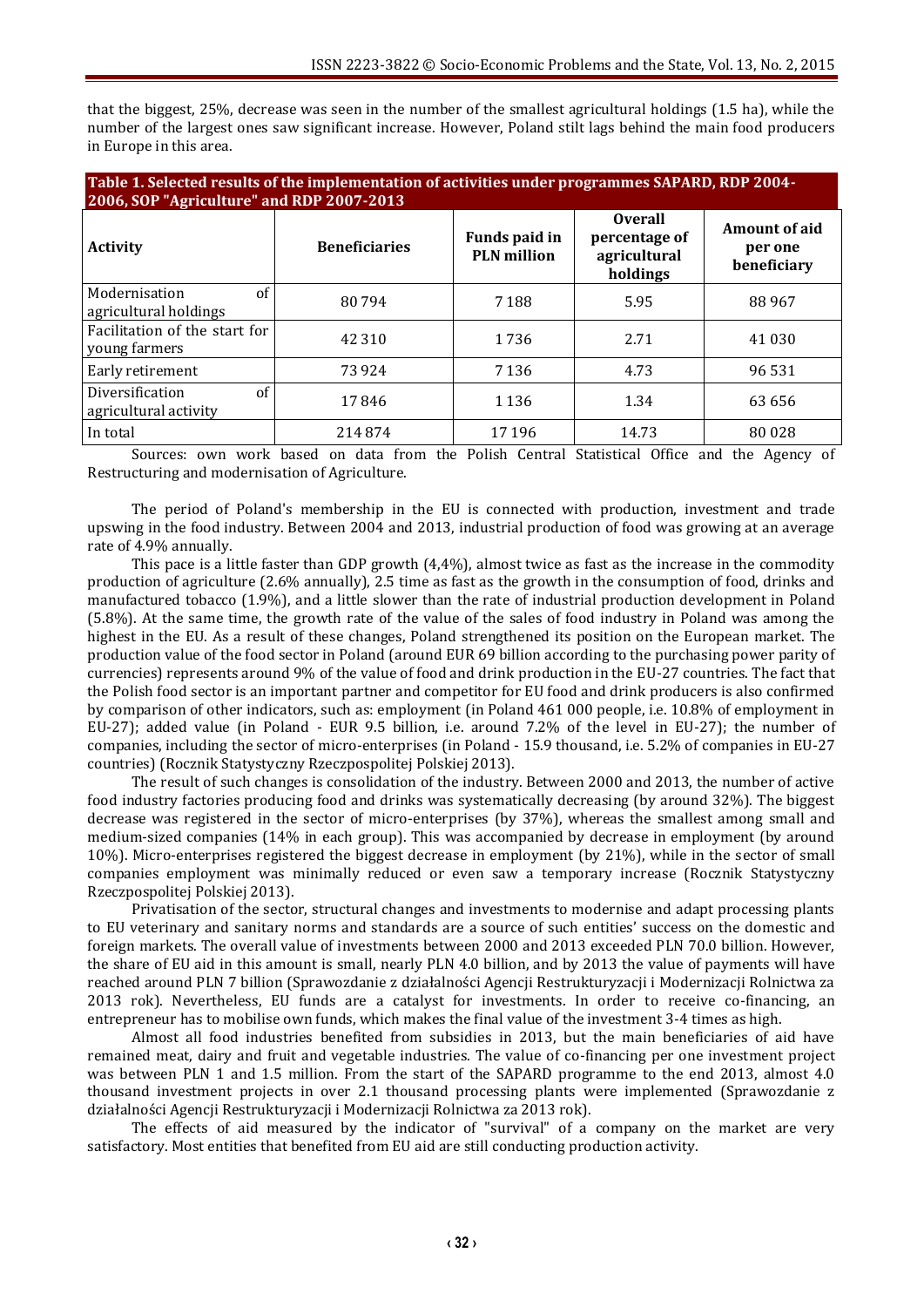that the biggest, 25%, decrease was seen in the number of the smallest agricultural holdings (1.5 ha), while the number of the largest ones saw significant increase. However, Poland stilt lags behind the main food producers in Europe in this area.

**Table 1. Selected results of the implementation of activities under programmes SAPARD, RDP 2004-2006, SOP "Agriculture" and RDP 2007-2013**

| Activity | Beneficiaries | Funds paid in PLN million | Overall percentage of agricultural holdings | Amount of aid per one beneficiary |
|---|---|---|---|---|
| Modernisation of agricultural holdings | 80 794 | 7 188 | 5.95 | 88 967 |
| Facilitation of the start for young farmers | 42 310 | 1 736 | 2.71 | 41 030 |
| Early retirement | 73 924 | 7 136 | 4.73 | 96 531 |
| Diversification of agricultural activity | 17 846 | 1 136 | 1.34 | 63 656 |
| In total | 214 874 | 17 196 | 14.73 | 80 028 |

Sources: own work based on data from the Polish Central Statistical Office and the Agency of Restructuring and modernisation of Agriculture.

The period of Poland's membership in the EU is connected with production, investment and trade upswing in the food industry. Between 2004 and 2013, industrial production of food was growing at an average rate of 4.9% annually.

This pace is a little faster than GDP growth (4,4%), almost twice as fast as the increase in the commodity production of agriculture (2.6% annually), 2.5 time as fast as the growth in the consumption of food, drinks and manufactured tobacco (1.9%), and a little slower than the rate of industrial production development in Poland (5.8%). At the same time, the growth rate of the value of the sales of food industry in Poland was among the highest in the EU. As a result of these changes, Poland strengthened its position on the European market. The production value of the food sector in Poland (around EUR 69 billion according to the purchasing power parity of currencies) represents around 9% of the value of food and drink production in the EU-27 countries. The fact that the Polish food sector is an important partner and competitor for EU food and drink producers is also confirmed by comparison of other indicators, such as: employment (in Poland 461 000 people, i.e. 10.8% of employment in EU-27); added value (in Poland - EUR 9.5 billion, i.e. around 7.2% of the level in EU-27); the number of companies, including the sector of micro-enterprises (in Poland - 15.9 thousand, i.e. 5.2% of companies in EU-27 countries) (Rocznik Statystyczny Rzeczpospolitej Polskiej 2013).

The result of such changes is consolidation of the industry. Between 2000 and 2013, the number of active food industry factories producing food and drinks was systematically decreasing (by around 32%). The biggest decrease was registered in the sector of micro-enterprises (by 37%), whereas the smallest among small and medium-sized companies (14% in each group). This was accompanied by decrease in employment (by around 10%). Micro-enterprises registered the biggest decrease in employment (by 21%), while in the sector of small companies employment was minimally reduced or even saw a temporary increase (Rocznik Statystyczny Rzeczpospolitej Polskiej 2013).

Privatisation of the sector, structural changes and investments to modernise and adapt processing plants to EU veterinary and sanitary norms and standards are a source of such entities' success on the domestic and foreign markets. The overall value of investments between 2000 and 2013 exceeded PLN 70.0 billion. However, the share of EU aid in this amount is small, nearly PLN 4.0 billion, and by 2013 the value of payments will have reached around PLN 7 billion (Sprawozdanie z działalności Agencji Restrukturyzacji i Modernizacji Rolnictwa za 2013 rok). Nevertheless, EU funds are a catalyst for investments. In order to receive co-financing, an entrepreneur has to mobilise own funds, which makes the final value of the investment 3-4 times as high.

Almost all food industries benefited from subsidies in 2013, but the main beneficiaries of aid have remained meat, dairy and fruit and vegetable industries. The value of co-financing per one investment project was between PLN 1 and 1.5 million. From the start of the SAPARD programme to the end 2013, almost 4.0 thousand investment projects in over 2.1 thousand processing plants were implemented (Sprawozdanie z działalności Agencji Restrukturyzacji i Modernizacji Rolnictwa za 2013 rok).

The effects of aid measured by the indicator of "survival" of a company on the market are very satisfactory. Most entities that benefited from EU aid are still conducting production activity.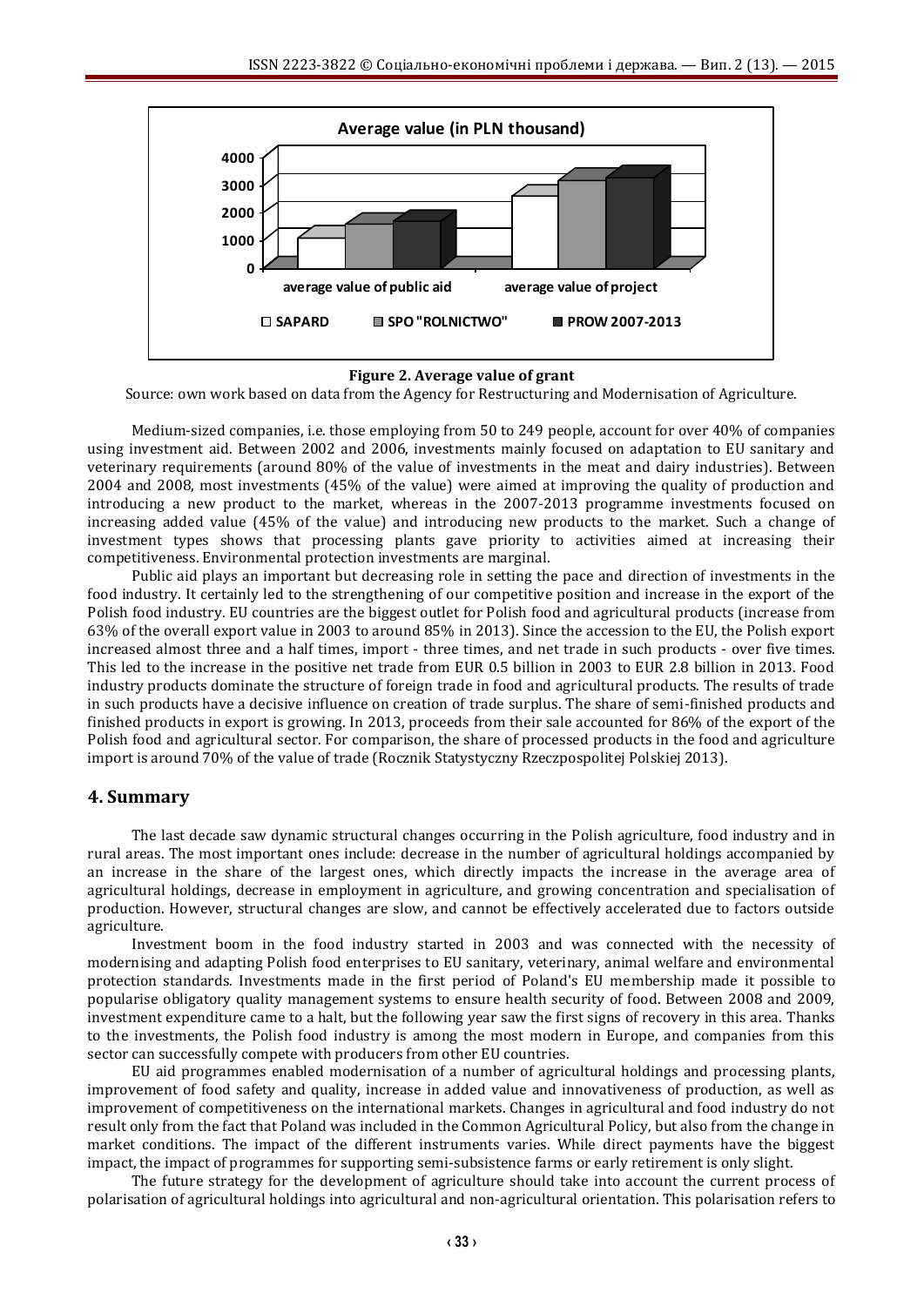**Figure 2. Average value of grant**

Source: own work based on data from the Agency for Restructuring and Modernisation of Agriculture.

Medium-sized companies, i.e. those employing from 50 to 249 people, account for over 40% of companies using investment aid. Between 2002 and 2006, investments mainly focused on adaptation to EU sanitary and veterinary requirements (around 80% of the value of investments in the meat and dairy industries). Between 2004 and 2008, most investments (45% of the value) were aimed at improving the quality of production and introducing a new product to the market, whereas in the 2007-2013 programme investments focused on increasing added value (45% of the value) and introducing new products to the market. Such a change of investment types shows that processing plants gave priority to activities aimed at increasing their competitiveness. Environmental protection investments are marginal.

Public aid plays an important but decreasing role in setting the pace and direction of investments in the food industry. It certainly led to the strengthening of our competitive position and increase in the export of the Polish food industry. EU countries are the biggest outlet for Polish food and agricultural products (increase from 63% of the overall export value in 2003 to around 85% in 2013). Since the accession to the EU, the Polish export increased almost three and a half times, import - three times, and net trade in such products - over five times. This led to the increase in the positive net trade from EUR 0.5 billion in 2003 to EUR 2.8 billion in 2013. Food industry products dominate the structure of foreign trade in food and agricultural products. The results of trade in such products have a decisive influence on creation of trade surplus. The share of semi-finished products and finished products in export is growing. In 2013, proceeds from their sale accounted for 86% of the export of the Polish food and agricultural sector. For comparison, the share of processed products in the food and agriculture import is around 70% of the value of trade (Rocznik Statystyczny Rzeczpospolitej Polskiej 2013).

## 4. Summary

The last decade saw dynamic structural changes occurring in the Polish agriculture, food industry and in rural areas. The most important ones include: decrease in the number of agricultural holdings accompanied by an increase in the share of the largest ones, which directly impacts the increase in the average area of agricultural holdings, decrease in employment in agriculture, and growing concentration and specialisation of production. However, structural changes are slow, and cannot be effectively accelerated due to factors outside agriculture.

Investment boom in the food industry started in 2003 and was connected with the necessity of modernising and adapting Polish food enterprises to EU sanitary, veterinary, animal welfare and environmental protection standards. Investments made in the first period of Poland's EU membership made it possible to popularise obligatory quality management systems to ensure health security of food. Between 2008 and 2009, investment expenditure came to a halt, but the following year saw the first signs of recovery in this area. Thanks to the investments, the Polish food industry is among the most modern in Europe, and companies from this sector can successfully compete with producers from other EU countries.

EU aid programmes enabled modernisation of a number of agricultural holdings and processing plants, improvement of food safety and quality, increase in added value and innovativeness of production, as well as improvement of competitiveness on the international markets. Changes in agricultural and food industry do not result only from the fact that Poland was included in the Common Agricultural Policy, but also from the change in market conditions. The impact of the different instruments varies. While direct payments have the biggest impact, the impact of programmes for supporting semi-subsistence farms or early retirement is only slight.

The future strategy for the development of agriculture should take into account the current process of polarisation of agricultural holdings into agricultural and non-agricultural orientation. This polarisation refers to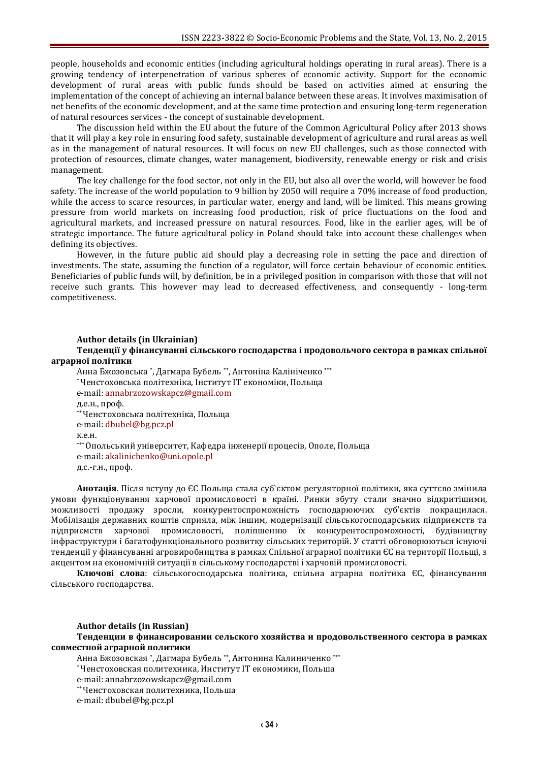people, households and economic entities (including agricultural holdings operating in rural areas). There is a growing tendency of interpenetration of various spheres of economic activity. Support for the economic development of rural areas with public funds should be based on activities aimed at ensuring the implementation of the concept of achieving an internal balance between these areas. It involves maximisation of net benefits of the economic development, and at the same time protection and ensuring long-term regeneration of natural resources services - the concept of sustainable development.

The discussion held within the EU about the future of the Common Agricultural Policy after 2013 shows that it will play a key role in ensuring food safety, sustainable development of agriculture and rural areas as well as in the management of natural resources. It will focus on new EU challenges, such as those connected with protection of resources, climate changes, water management, biodiversity, renewable energy or risk and crisis management.

The key challenge for the food sector, not only in the EU, but also all over the world, will however be food safety. The increase of the world population to 9 billion by 2050 will require a 70% increase of food production, while the access to scarce resources, in particular water, energy and land, will be limited. This means growing pressure from world markets on increasing food production, risk of price fluctuations on the food and agricultural markets, and increased pressure on natural resources. Food, like in the earlier ages, will be of strategic importance. The future agricultural policy in Poland should take into account these challenges when defining its objectives.

However, in the future public aid should play a decreasing role in setting the pace and direction of investments. The state, assuming the function of a regulator, will force certain behaviour of economic entities. Beneficiaries of public funds will, by definition, be in a privileged position in comparison with those that will not receive such grants. This however may lead to decreased effectiveness, and consequently - long-term competitiveness.

**Author details (in Ukrainian)**

**Тенденції у фінансуванні сільського господарства і продовольчого сектора в рамках спільної аграрної політики**

Анна Бжозовська *, Дагмара Бубель **, Антоніна Калініченко ***

*Ченстоховська політехніка, Інститут IT економіки, Польща

e-mail: annabrzozowskapcz@gmail.com

д.е.н., проф.

**Ченстоховська політехніка, Польща

e-mail: dbubel@bg.pcz.pl

к.е.н.

***Опольський університет, Кафедра інженерії процесів, Ополе, Польща

e-mail: akalinichenko@uni.opole.pl

д.с.-г.н., проф.

**Анотація**. Після вступу до ЄС Польща стала суб`єктом регуляторної політики, яка суттєво змінила умови функціонування харчової промисловості в країні. Ринки збуту стали значно відкритішими, можливості продажу зросли, конкурентоспроможність господарюючих суб'єктів покращилася. Мобілізація державних коштів сприяла, між іншим, модернізації сільськогосподарських підприємств та підприємств харчової промисловості, поліпшенню їх конкурентоспроможності, будівництву інфраструктури і багатофункціонального розвитку сільських територій. У статті обговорюються існуючі тенденції у фінансуванні агровиробництва в рамках Спільної аграрної політики ЄС на території Польщі, з акцентом на економічній ситуації в сільському господарстві і харчовій промисловості.

**Ключові слова**: сільськогосподарська політика, спільна аграрна політика ЄС, фінансування сільського господарства.

**Author details (in Russian)**

**Тенденции в финансировании сельского хозяйства и продовольственного сектора в рамках совместной аграрной политики**

Анна Бжозовская *, Дагмара Бубель **, Антонина Калиниченко ***

*Ченстоховская политехника, Институт IT економики, Польша

e-mail: annabrzozowskapcz@gmail.com

**Ченстоховская политехника, Польша

e-mail: dbubel@bg.pcz.pl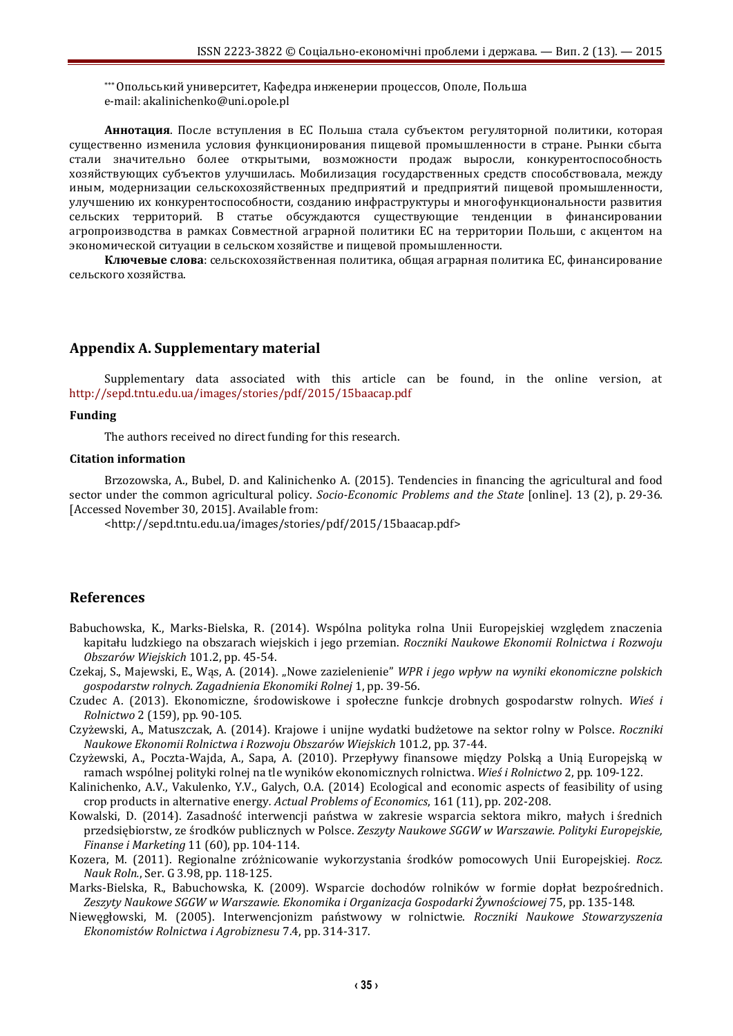[***] Опольський университет, Кафедра инженерии процессов, Ополе, Польша
e-mail: akalinichenko@uni.opole.pl

**Аннотация**. После вступления в ЕС Польша стала субъектом регуляторной политики, которая существенно изменила условия функционирования пищевой промышленности в стране. Рынки сбыта стали значительно более открытыми, возможности продаж выросли, конкурентоспособность хозяйствующих субъектов улучшилась. Мобилизация государственных средств способствовала, между иным, модернизации сельскохозяйственных предприятий и предприятий пищевой промышленности, улучшению их конкурентоспособности, созданию инфраструктуры и многофункциональности развития сельских территорий. В статье обсуждаются существующие тенденции в финансировании агропроизводства в рамках Совместной аграрной политики ЕС на территории Польши, с акцентом на экономической ситуации в сельском хозяйстве и пищевой промышленности.

**Ключевые слова**: сельскохозяйственная политика, общая аграрная политика ЕС, финансирование сельского хозяйства.

## Appendix A. Supplementary material

Supplementary data associated with this article can be found, in the online version, at http://sepd.tntu.edu.ua/images/stories/pdf/2015/15baacap.pdf

### Funding

The authors received no direct funding for this research.

### Citation information

Brzozowska, A., Bubel, D. and Kalinichenko A. (2015). Tendencies in financing the agricultural and food sector under the common agricultural policy. *Socio-Economic Problems and the State* [online]. 13 (2), p. 29-36. [Accessed November 30, 2015]. Available from:

<http://sepd.tntu.edu.ua/images/stories/pdf/2015/15baacap.pdf>

## References

Babuchowska, K., Marks-Bielska, R. (2014). Wspólna polityka rolna Unii Europejskiej względem znaczenia kapitału ludzkiego na obszarach wiejskich i jego przemian. *Roczniki Naukowe Ekonomii Rolnictwa i Rozwoju Obszarów Wiejskich* 101.2, pp. 45-54.

Czekaj, S., Majewski, E., Wąs, A. (2014). „Nowe zazielenienie" *WPR i jego wpływ na wyniki ekonomiczne polskich gospodarstw rolnych. Zagadnienia Ekonomiki Rolnej* 1, pp. 39-56.

Czudec A. (2013). Ekonomiczne, środowiskowe i społeczne funkcje drobnych gospodarstw rolnych. *Wieś i Rolnictwo* 2 (159), pp. 90-105.

Czyżewski, A., Matuszczak, A. (2014). Krajowe i unijne wydatki budżetowe na sektor rolny w Polsce. *Roczniki Naukowe Ekonomii Rolnictwa i Rozwoju Obszarów Wiejskich* 101.2, pp. 37-44.

Czyżewski, A., Poczta-Wajda, A., Sapa, A. (2010). Przepływy finansowe między Polską a Unią Europejską w ramach wspólnej polityki rolnej na tle wyników ekonomicznych rolnictwa. *Wieś i Rolnictwo* 2, pp. 109-122.

Kalinichenko, A.V., Vakulenko, Y.V., Galych, O.A. (2014) Ecological and economic aspects of feasibility of using crop products in alternative energy. *Actual Problems of Economics*, 161 (11), pp. 202-208.

Kowalski, D. (2014). Zasadność interwencji państwa w zakresie wsparcia sektora mikro, małych i średnich przedsiębiorstw, ze środków publicznych w Polsce. *Zeszyty Naukowe SGGW w Warszawie. Polityki Europejskie, Finanse i Marketing* 11 (60), pp. 104-114.

Kozera, M. (2011). Regionalne zróżnicowanie wykorzystania środków pomocowych Unii Europejskiej. *Rocz. Nauk Roln.*, Ser. G 3.98, pp. 118-125.

Marks-Bielska, R., Babuchowska, K. (2009). Wsparcie dochodów rolników w formie dopłat bezpośrednich. *Zeszyty Naukowe SGGW w Warszawie. Ekonomika i Organizacja Gospodarki Żywnościowej* 75, pp. 135-148.

Niewęgłowski, M. (2005). Interwencjonizm państwowy w rolnictwie. *Roczniki Naukowe Stowarzyszenia Ekonomistów Rolnictwa i Agrobiznesu* 7.4, pp. 314-317.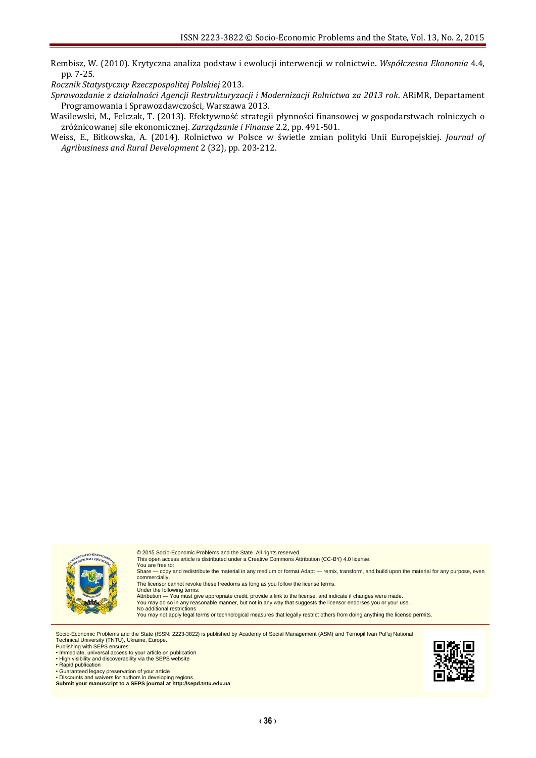Rembisz, W. (2010). Krytyczna analiza podstaw i ewolucji interwencji w rolnictwie. *Współczesna Ekonomia* 4.4, pp. 7-25.

*Rocznik Statystyczny Rzeczpospolitej Polskiej* 2013.

*Sprawozdanie z działalności Agencji Restrukturyzacji i Modernizacji Rolnictwa za 2013 rok*. ARiMR, Departament Programowania i Sprawozdawczości, Warszawa 2013.

Wasilewski, M., Felczak, T. (2013). Efektywność strategii płynności finansowej w gospodarstwach rolniczych o zróżnicowanej sile ekonomicznej. *Zarządzanie i Finanse* 2.2, pp. 491-501.

Weiss, E., Bitkowska, A. (2014). Rolnictwo w Polsce w świetle zmian polityki Unii Europejskiej. *Journal of Agribusiness and Rural Development* 2 (32), pp. 203-212.

© 2015 Socio-Economic Problems and the State. All rights reserved.
This open access article is distributed under a Creative Commons Attribution (CC-BY) 4.0 license.
You are free to:
Share — copy and redistribute the material in any medium or format Adapt — remix, transform, and build upon the material for any purpose, even commercially.
The licensor cannot revoke these freedoms as long as you follow the license terms.
Under the following terms:
Attribution — You must give appropriate credit, provide a link to the license, and indicate if changes were made.
You may do so in any reasonable manner, but not in any way that suggests the licensor endorses you or your use.
No additional restrictions
You may not apply legal terms or technological measures that legally restrict others from doing anything the license permits.

Socio-Economic Problems and the State (ISSN: 2223-3822) is published by Academy of Social Management (ASM) and Ternopil Ivan Pul'uj National Technical University (TNTU), Ukraine, Europe.
Publishing with SEPS ensures:

- Immediate, universal access to your article on publication
- High visibility and discoverability via the SEPS website
- Rapid publication
- Guaranteed legacy preservation of your article
- Discounts and waivers for authors in developing regions

**Submit your manuscript to a SEPS journal at http://sepd.tntu.edu.ua**